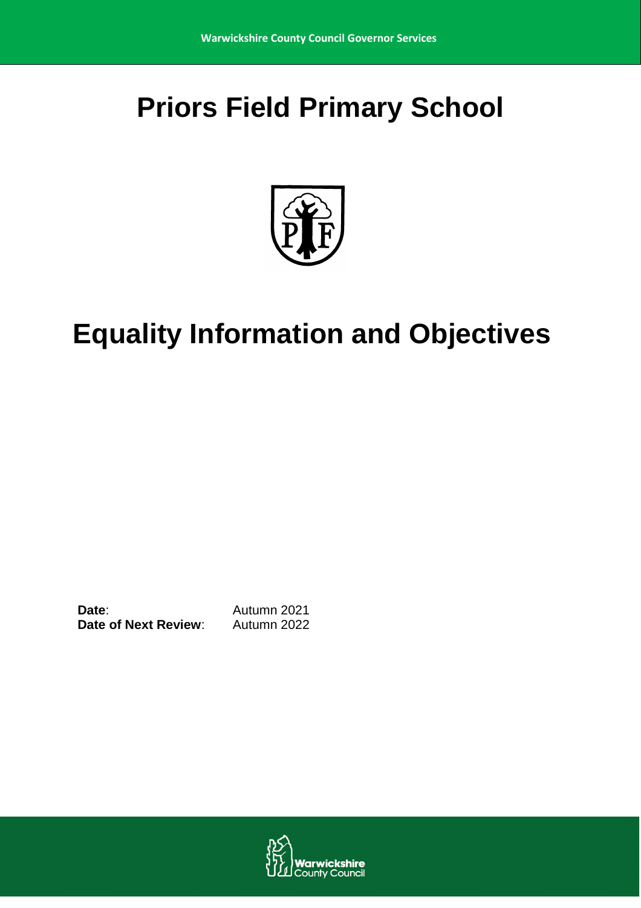# Priors Field Primary School

# Equality Information and Objectives

**Date**: Autumn 2021
**Date of Next Review**: Autumn 2022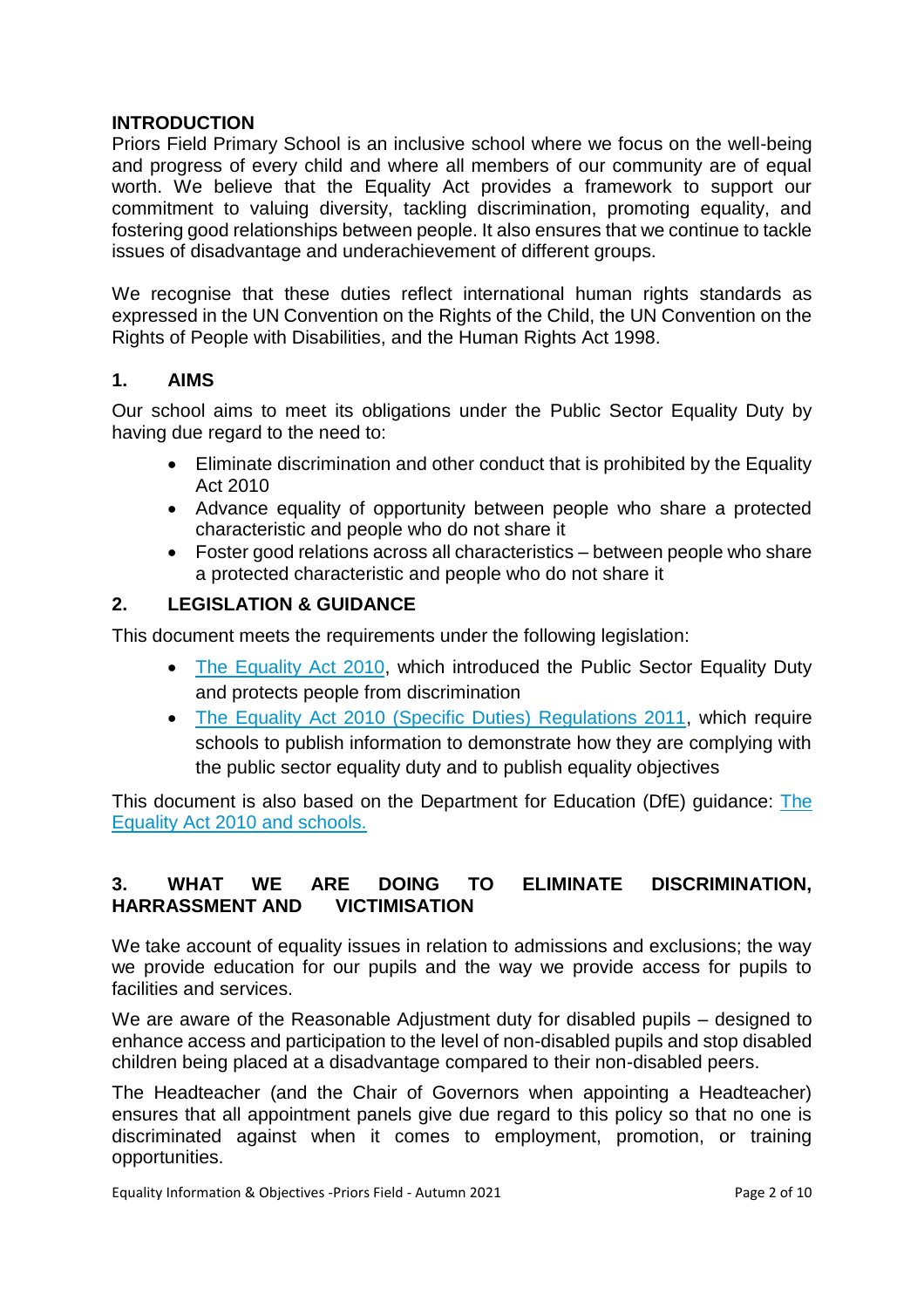## INTRODUCTION

Priors Field Primary School is an inclusive school where we focus on the well-being and progress of every child and where all members of our community are of equal worth. We believe that the Equality Act provides a framework to support our commitment to valuing diversity, tackling discrimination, promoting equality, and fostering good relationships between people. It also ensures that we continue to tackle issues of disadvantage and underachievement of different groups.

We recognise that these duties reflect international human rights standards as expressed in the UN Convention on the Rights of the Child, the UN Convention on the Rights of People with Disabilities, and the Human Rights Act 1998.

## 1. AIMS

Our school aims to meet its obligations under the Public Sector Equality Duty by having due regard to the need to:

- Eliminate discrimination and other conduct that is prohibited by the Equality Act 2010
- Advance equality of opportunity between people who share a protected characteristic and people who do not share it
- Foster good relations across all characteristics – between people who share a protected characteristic and people who do not share it

## 2. LEGISLATION & GUIDANCE

This document meets the requirements under the following legislation:

- The Equality Act 2010, which introduced the Public Sector Equality Duty and protects people from discrimination
- The Equality Act 2010 (Specific Duties) Regulations 2011, which require schools to publish information to demonstrate how they are complying with the public sector equality duty and to publish equality objectives

This document is also based on the Department for Education (DfE) guidance: The Equality Act 2010 and schools.

## 3. WHAT WE ARE DOING TO ELIMINATE DISCRIMINATION, HARRASSMENT AND VICTIMISATION

We take account of equality issues in relation to admissions and exclusions; the way we provide education for our pupils and the way we provide access for pupils to facilities and services.

We are aware of the Reasonable Adjustment duty for disabled pupils – designed to enhance access and participation to the level of non-disabled pupils and stop disabled children being placed at a disadvantage compared to their non-disabled peers.

The Headteacher (and the Chair of Governors when appointing a Headteacher) ensures that all appointment panels give due regard to this policy so that no one is discriminated against when it comes to employment, promotion, or training opportunities.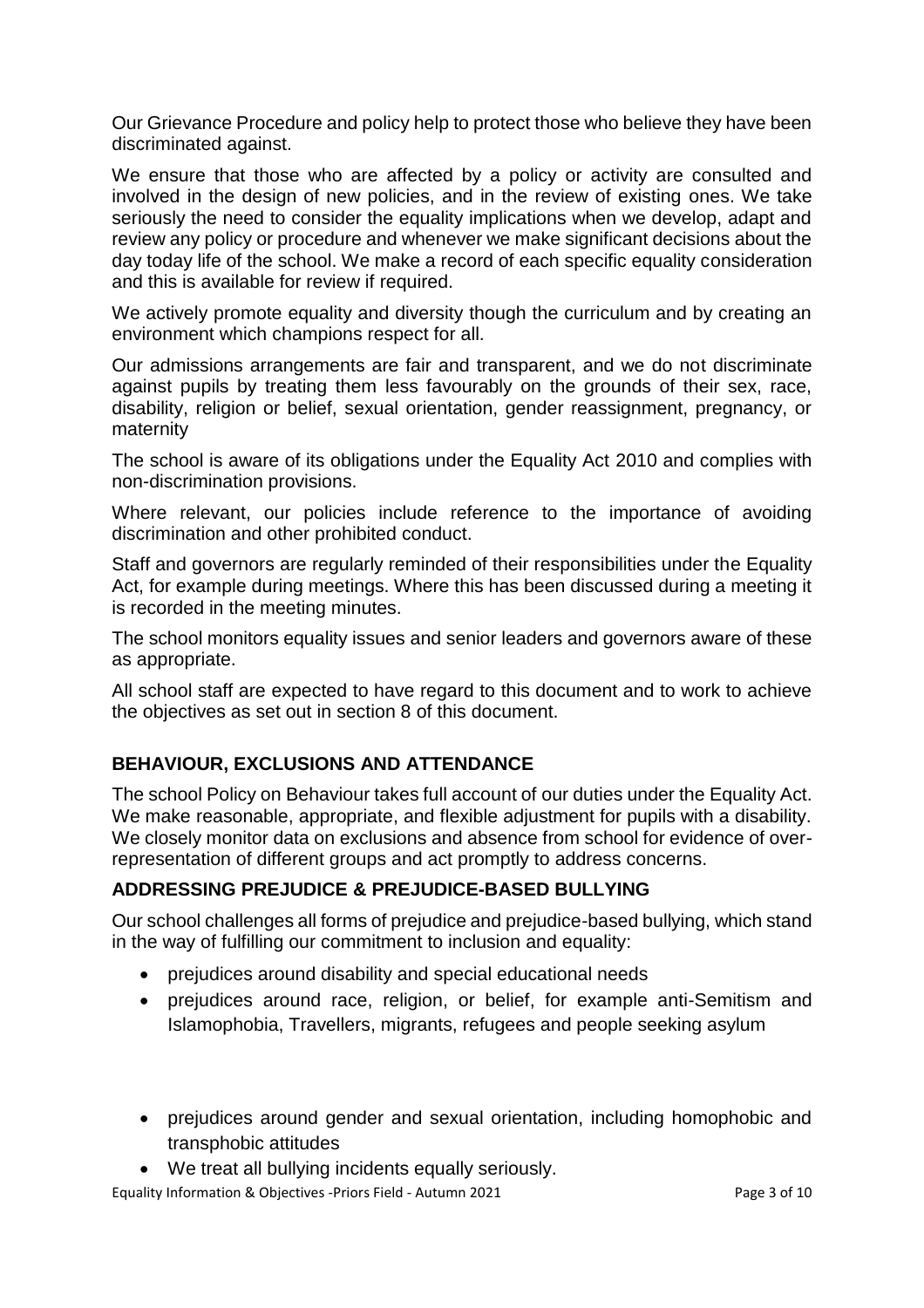Our Grievance Procedure and policy help to protect those who believe they have been discriminated against.

We ensure that those who are affected by a policy or activity are consulted and involved in the design of new policies, and in the review of existing ones. We take seriously the need to consider the equality implications when we develop, adapt and review any policy or procedure and whenever we make significant decisions about the day today life of the school. We make a record of each specific equality consideration and this is available for review if required.

We actively promote equality and diversity though the curriculum and by creating an environment which champions respect for all.

Our admissions arrangements are fair and transparent, and we do not discriminate against pupils by treating them less favourably on the grounds of their sex, race, disability, religion or belief, sexual orientation, gender reassignment, pregnancy, or maternity

The school is aware of its obligations under the Equality Act 2010 and complies with non-discrimination provisions.

Where relevant, our policies include reference to the importance of avoiding discrimination and other prohibited conduct.

Staff and governors are regularly reminded of their responsibilities under the Equality Act, for example during meetings. Where this has been discussed during a meeting it is recorded in the meeting minutes.

The school monitors equality issues and senior leaders and governors aware of these as appropriate.

All school staff are expected to have regard to this document and to work to achieve the objectives as set out in section 8 of this document.

## BEHAVIOUR, EXCLUSIONS AND ATTENDANCE

The school Policy on Behaviour takes full account of our duties under the Equality Act. We make reasonable, appropriate, and flexible adjustment for pupils with a disability. We closely monitor data on exclusions and absence from school for evidence of over-representation of different groups and act promptly to address concerns.

## ADDRESSING PREJUDICE & PREJUDICE-BASED BULLYING

Our school challenges all forms of prejudice and prejudice-based bullying, which stand in the way of fulfilling our commitment to inclusion and equality:

- prejudices around disability and special educational needs
- prejudices around race, religion, or belief, for example anti-Semitism and Islamophobia, Travellers, migrants, refugees and people seeking asylum
- prejudices around gender and sexual orientation, including homophobic and transphobic attitudes
- We treat all bullying incidents equally seriously.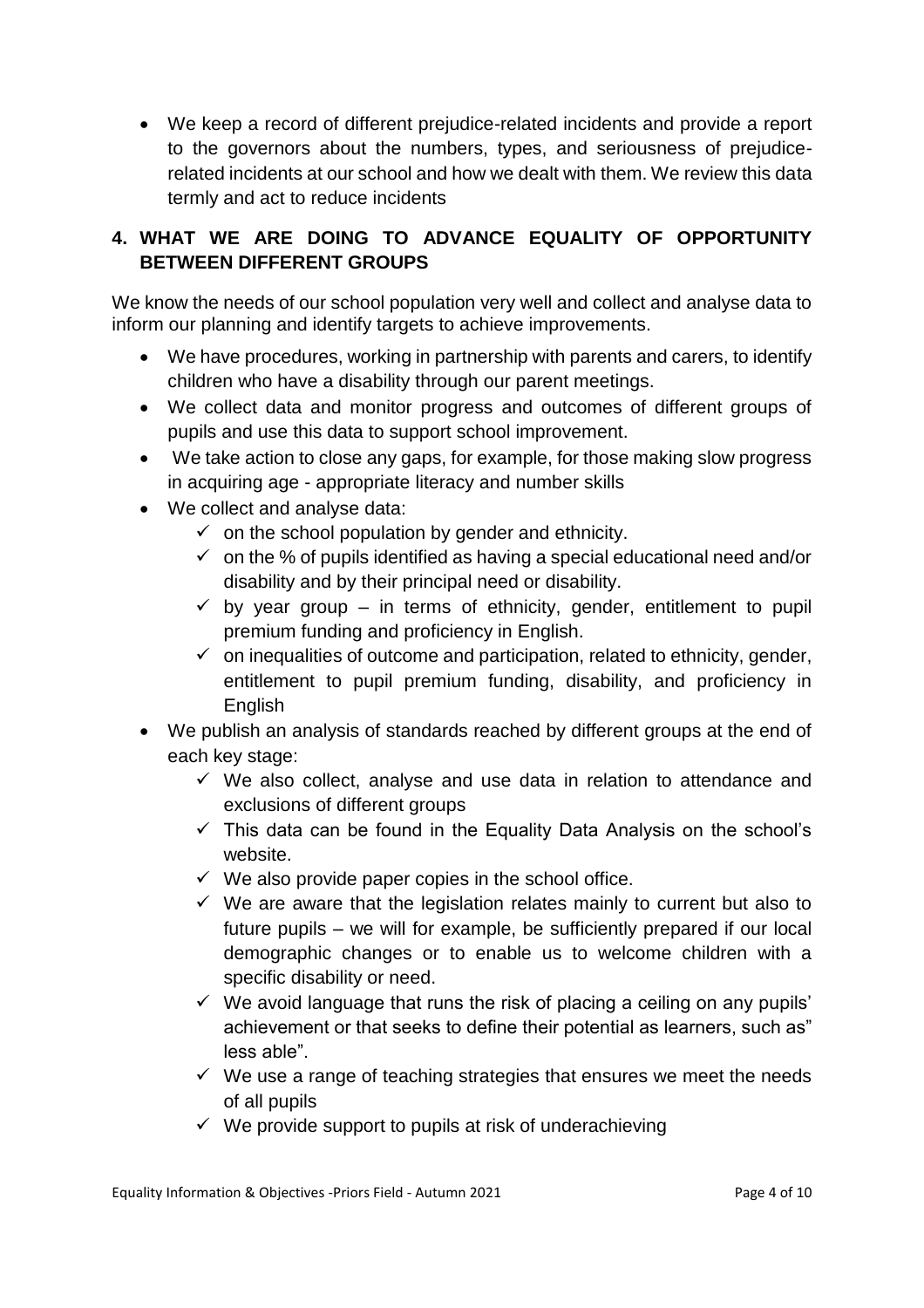- We keep a record of different prejudice-related incidents and provide a report to the governors about the numbers, types, and seriousness of prejudice-related incidents at our school and how we dealt with them. We review this data termly and act to reduce incidents

## 4. WHAT WE ARE DOING TO ADVANCE EQUALITY OF OPPORTUNITY BETWEEN DIFFERENT GROUPS

We know the needs of our school population very well and collect and analyse data to inform our planning and identify targets to achieve improvements.

- We have procedures, working in partnership with parents and carers, to identify children who have a disability through our parent meetings.
- We collect data and monitor progress and outcomes of different groups of pupils and use this data to support school improvement.
- We take action to close any gaps, for example, for those making slow progress in acquiring age - appropriate literacy and number skills
- We collect and analyse data:
  - ✓ on the school population by gender and ethnicity.
  - ✓ on the % of pupils identified as having a special educational need and/or disability and by their principal need or disability.
  - ✓ by year group – in terms of ethnicity, gender, entitlement to pupil premium funding and proficiency in English.
  - ✓ on inequalities of outcome and participation, related to ethnicity, gender, entitlement to pupil premium funding, disability, and proficiency in English
- We publish an analysis of standards reached by different groups at the end of each key stage:
  - ✓ We also collect, analyse and use data in relation to attendance and exclusions of different groups
  - ✓ This data can be found in the Equality Data Analysis on the school's website.
  - ✓ We also provide paper copies in the school office.
  - ✓ We are aware that the legislation relates mainly to current but also to future pupils – we will for example, be sufficiently prepared if our local demographic changes or to enable us to welcome children with a specific disability or need.
  - ✓ We avoid language that runs the risk of placing a ceiling on any pupils' achievement or that seeks to define their potential as learners, such as" less able".
  - ✓ We use a range of teaching strategies that ensures we meet the needs of all pupils
  - ✓ We provide support to pupils at risk of underachieving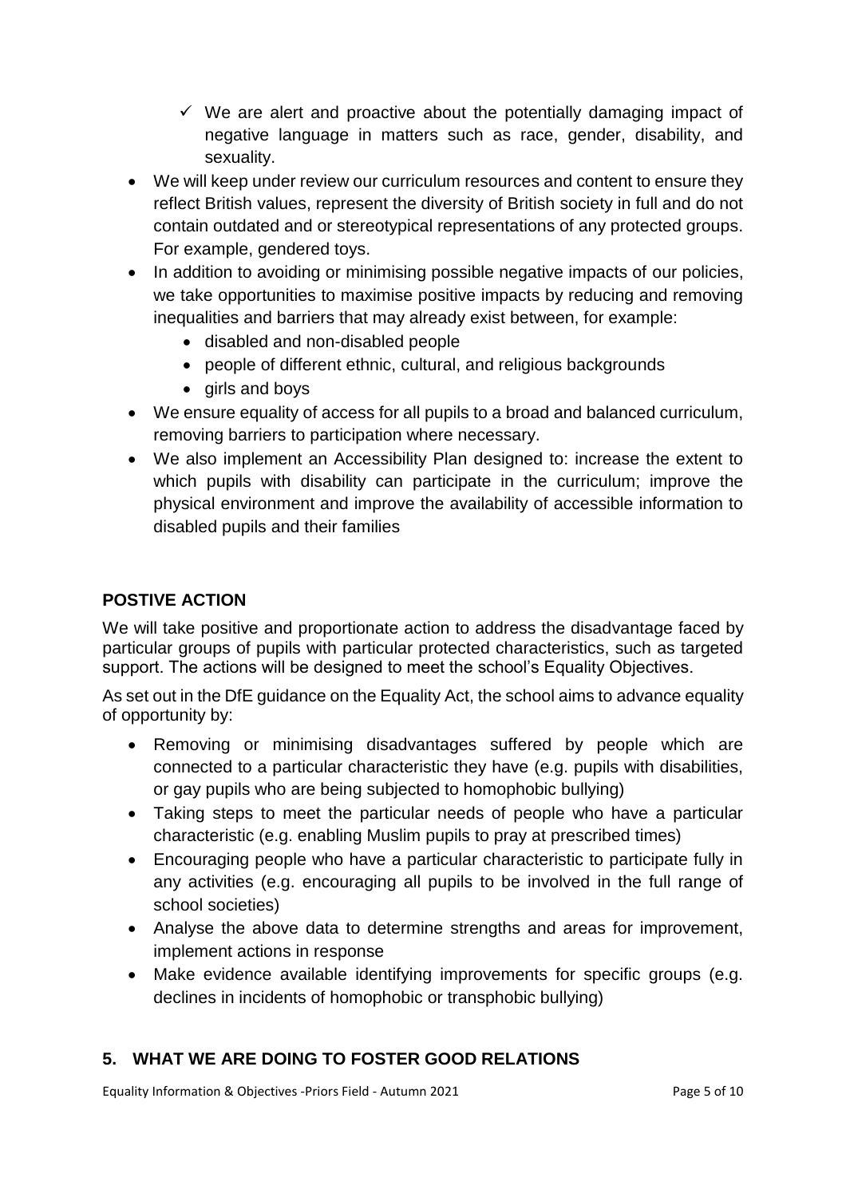- ✓ We are alert and proactive about the potentially damaging impact of negative language in matters such as race, gender, disability, and sexuality.
- We will keep under review our curriculum resources and content to ensure they reflect British values, represent the diversity of British society in full and do not contain outdated and or stereotypical representations of any protected groups. For example, gendered toys.
- In addition to avoiding or minimising possible negative impacts of our policies, we take opportunities to maximise positive impacts by reducing and removing inequalities and barriers that may already exist between, for example:
  - disabled and non-disabled people
  - people of different ethnic, cultural, and religious backgrounds
  - girls and boys
- We ensure equality of access for all pupils to a broad and balanced curriculum, removing barriers to participation where necessary.
- We also implement an Accessibility Plan designed to: increase the extent to which pupils with disability can participate in the curriculum; improve the physical environment and improve the availability of accessible information to disabled pupils and their families

### POSTIVE ACTION

We will take positive and proportionate action to address the disadvantage faced by particular groups of pupils with particular protected characteristics, such as targeted support. The actions will be designed to meet the school's Equality Objectives.

As set out in the DfE guidance on the Equality Act, the school aims to advance equality of opportunity by:

- Removing or minimising disadvantages suffered by people which are connected to a particular characteristic they have (e.g. pupils with disabilities, or gay pupils who are being subjected to homophobic bullying)
- Taking steps to meet the particular needs of people who have a particular characteristic (e.g. enabling Muslim pupils to pray at prescribed times)
- Encouraging people who have a particular characteristic to participate fully in any activities (e.g. encouraging all pupils to be involved in the full range of school societies)
- Analyse the above data to determine strengths and areas for improvement, implement actions in response
- Make evidence available identifying improvements for specific groups (e.g. declines in incidents of homophobic or transphobic bullying)

## 5. WHAT WE ARE DOING TO FOSTER GOOD RELATIONS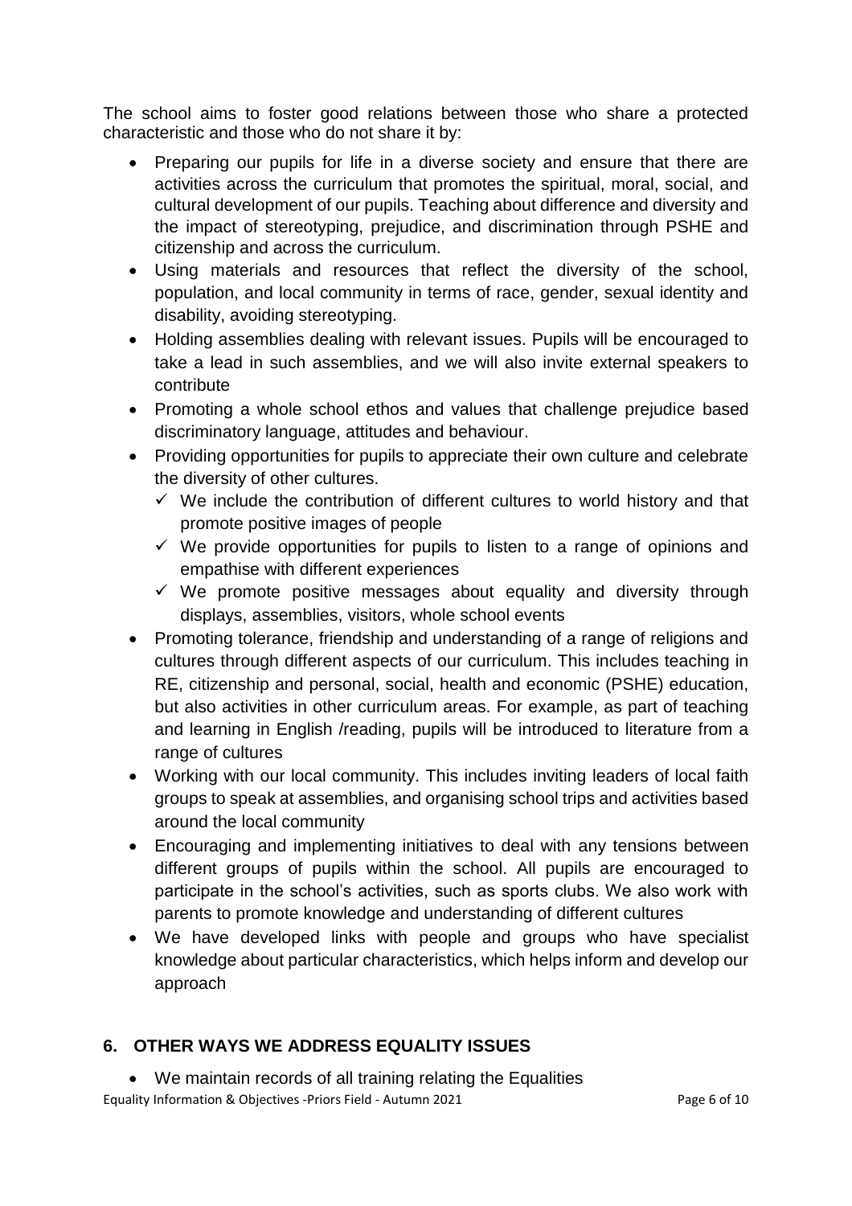The school aims to foster good relations between those who share a protected characteristic and those who do not share it by:

- Preparing our pupils for life in a diverse society and ensure that there are activities across the curriculum that promotes the spiritual, moral, social, and cultural development of our pupils. Teaching about difference and diversity and the impact of stereotyping, prejudice, and discrimination through PSHE and citizenship and across the curriculum.
- Using materials and resources that reflect the diversity of the school, population, and local community in terms of race, gender, sexual identity and disability, avoiding stereotyping.
- Holding assemblies dealing with relevant issues. Pupils will be encouraged to take a lead in such assemblies, and we will also invite external speakers to contribute
- Promoting a whole school ethos and values that challenge prejudice based discriminatory language, attitudes and behaviour.
- Providing opportunities for pupils to appreciate their own culture and celebrate the diversity of other cultures.
  - ✓ We include the contribution of different cultures to world history and that promote positive images of people
  - ✓ We provide opportunities for pupils to listen to a range of opinions and empathise with different experiences
  - ✓ We promote positive messages about equality and diversity through displays, assemblies, visitors, whole school events
- Promoting tolerance, friendship and understanding of a range of religions and cultures through different aspects of our curriculum. This includes teaching in RE, citizenship and personal, social, health and economic (PSHE) education, but also activities in other curriculum areas. For example, as part of teaching and learning in English /reading, pupils will be introduced to literature from a range of cultures
- Working with our local community. This includes inviting leaders of local faith groups to speak at assemblies, and organising school trips and activities based around the local community
- Encouraging and implementing initiatives to deal with any tensions between different groups of pupils within the school. All pupils are encouraged to participate in the school's activities, such as sports clubs. We also work with parents to promote knowledge and understanding of different cultures
- We have developed links with people and groups who have specialist knowledge about particular characteristics, which helps inform and develop our approach

## 6. OTHER WAYS WE ADDRESS EQUALITY ISSUES

- We maintain records of all training relating the Equalities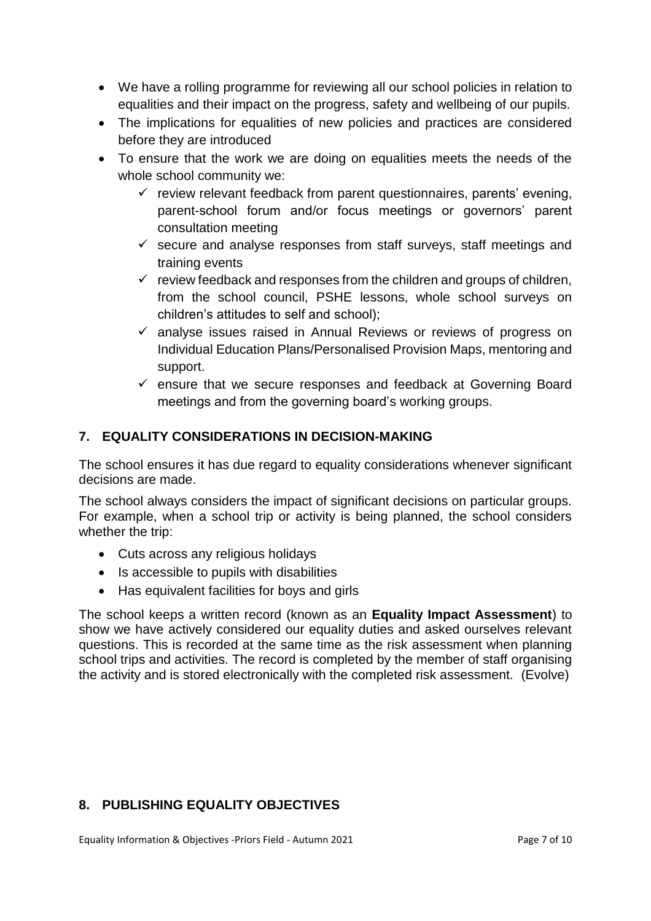- We have a rolling programme for reviewing all our school policies in relation to equalities and their impact on the progress, safety and wellbeing of our pupils.
- The implications for equalities of new policies and practices are considered before they are introduced
- To ensure that the work we are doing on equalities meets the needs of the whole school community we:
  - ✓ review relevant feedback from parent questionnaires, parents' evening, parent-school forum and/or focus meetings or governors' parent consultation meeting
  - ✓ secure and analyse responses from staff surveys, staff meetings and training events
  - ✓ review feedback and responses from the children and groups of children, from the school council, PSHE lessons, whole school surveys on children's attitudes to self and school);
  - ✓ analyse issues raised in Annual Reviews or reviews of progress on Individual Education Plans/Personalised Provision Maps, mentoring and support.
  - ✓ ensure that we secure responses and feedback at Governing Board meetings and from the governing board's working groups.

## 7. EQUALITY CONSIDERATIONS IN DECISION-MAKING

The school ensures it has due regard to equality considerations whenever significant decisions are made.

The school always considers the impact of significant decisions on particular groups. For example, when a school trip or activity is being planned, the school considers whether the trip:

- Cuts across any religious holidays
- Is accessible to pupils with disabilities
- Has equivalent facilities for boys and girls

The school keeps a written record (known as an **Equality Impact Assessment**) to show we have actively considered our equality duties and asked ourselves relevant questions. This is recorded at the same time as the risk assessment when planning school trips and activities. The record is completed by the member of staff organising the activity and is stored electronically with the completed risk assessment. (Evolve)

## 8. PUBLISHING EQUALITY OBJECTIVES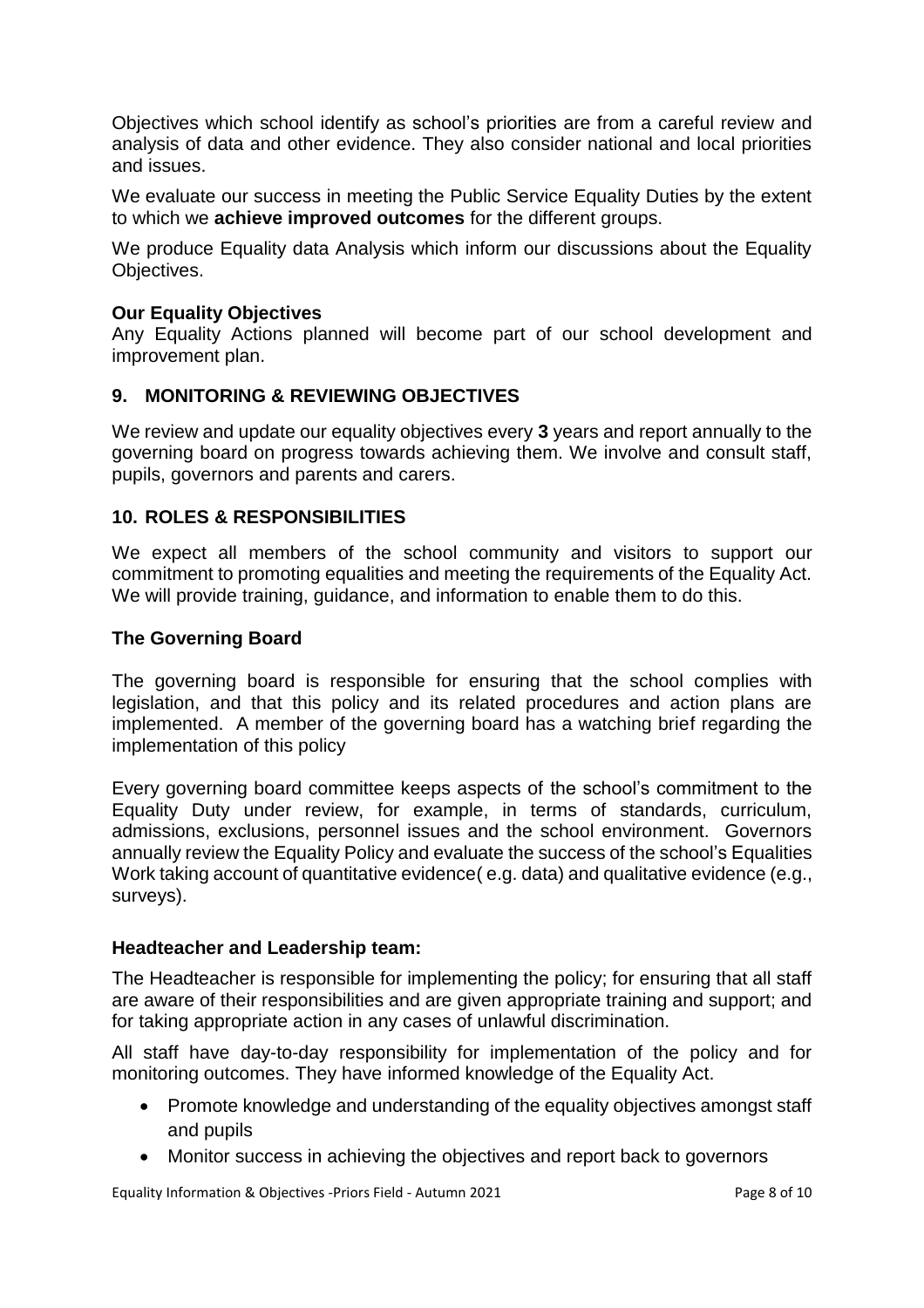Objectives which school identify as school's priorities are from a careful review and analysis of data and other evidence. They also consider national and local priorities and issues.

We evaluate our success in meeting the Public Service Equality Duties by the extent to which we **achieve improved outcomes** for the different groups.

We produce Equality data Analysis which inform our discussions about the Equality Objectives.

**Our Equality Objectives**
Any Equality Actions planned will become part of our school development and improvement plan.

## 9. MONITORING & REVIEWING OBJECTIVES

We review and update our equality objectives every **3** years and report annually to the governing board on progress towards achieving them. We involve and consult staff, pupils, governors and parents and carers.

## 10. ROLES & RESPONSIBILITIES

We expect all members of the school community and visitors to support our commitment to promoting equalities and meeting the requirements of the Equality Act. We will provide training, guidance, and information to enable them to do this.

### The Governing Board

The governing board is responsible for ensuring that the school complies with legislation, and that this policy and its related procedures and action plans are implemented. A member of the governing board has a watching brief regarding the implementation of this policy

Every governing board committee keeps aspects of the school's commitment to the Equality Duty under review, for example, in terms of standards, curriculum, admissions, exclusions, personnel issues and the school environment. Governors annually review the Equality Policy and evaluate the success of the school's Equalities Work taking account of quantitative evidence( e.g. data) and qualitative evidence (e.g., surveys).

### Headteacher and Leadership team:

The Headteacher is responsible for implementing the policy; for ensuring that all staff are aware of their responsibilities and are given appropriate training and support; and for taking appropriate action in any cases of unlawful discrimination.

All staff have day-to-day responsibility for implementation of the policy and for monitoring outcomes. They have informed knowledge of the Equality Act.

- Promote knowledge and understanding of the equality objectives amongst staff and pupils
- Monitor success in achieving the objectives and report back to governors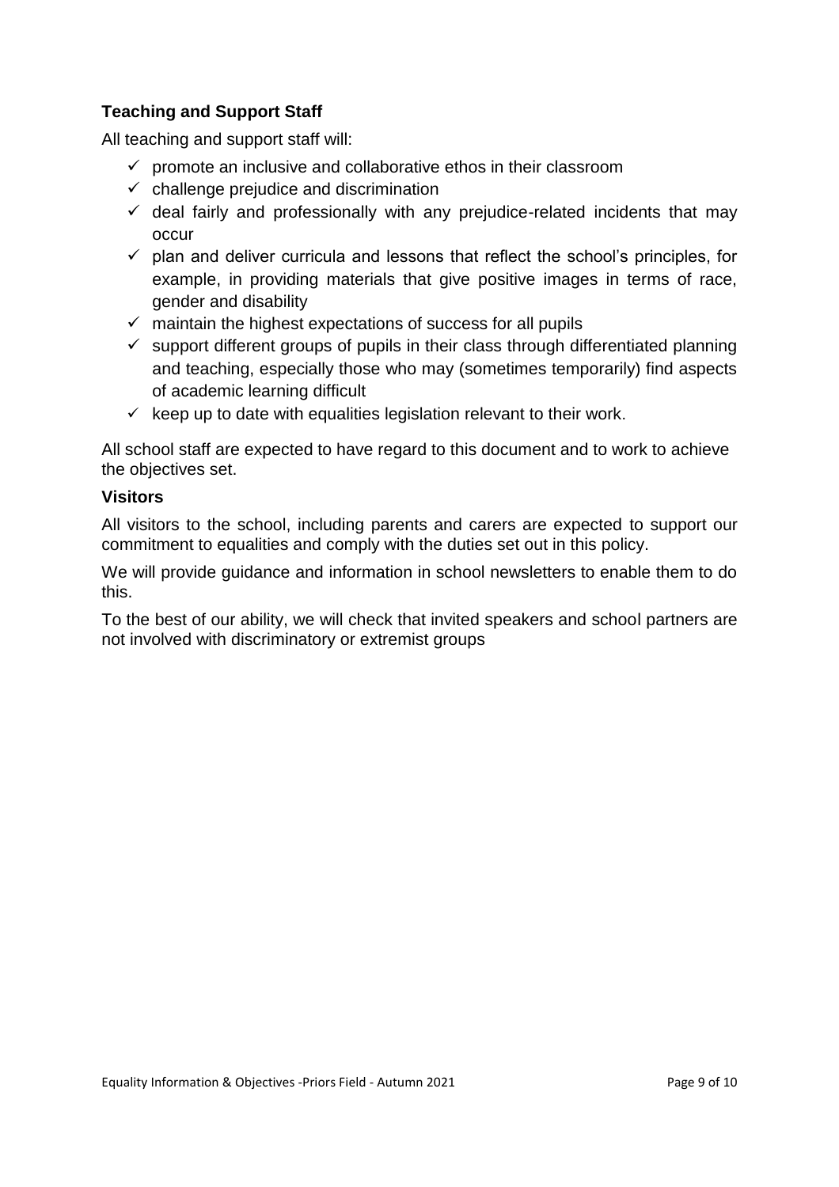### Teaching and Support Staff

All teaching and support staff will:

- ✓ promote an inclusive and collaborative ethos in their classroom
- ✓ challenge prejudice and discrimination
- ✓ deal fairly and professionally with any prejudice-related incidents that may occur
- ✓ plan and deliver curricula and lessons that reflect the school's principles, for example, in providing materials that give positive images in terms of race, gender and disability
- ✓ maintain the highest expectations of success for all pupils
- ✓ support different groups of pupils in their class through differentiated planning and teaching, especially those who may (sometimes temporarily) find aspects of academic learning difficult
- ✓ keep up to date with equalities legislation relevant to their work.

All school staff are expected to have regard to this document and to work to achieve the objectives set.

### Visitors

All visitors to the school, including parents and carers are expected to support our commitment to equalities and comply with the duties set out in this policy.

We will provide guidance and information in school newsletters to enable them to do this.

To the best of our ability, we will check that invited speakers and school partners are not involved with discriminatory or extremist groups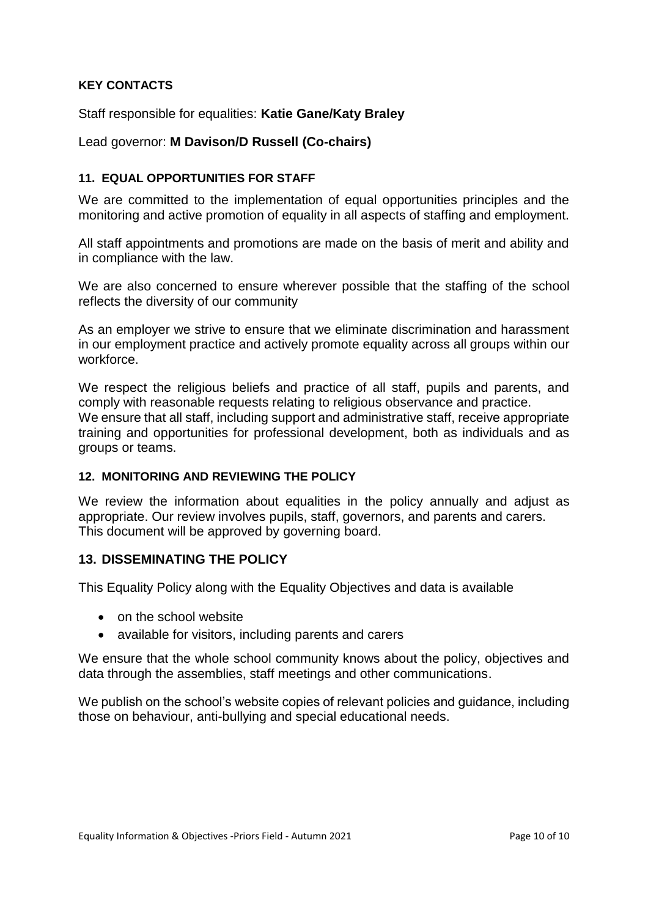**KEY CONTACTS**

Staff responsible for equalities: **Katie Gane/Katy Braley**

Lead governor: **M Davison/D Russell (Co-chairs)**

### 11. EQUAL OPPORTUNITIES FOR STAFF

We are committed to the implementation of equal opportunities principles and the monitoring and active promotion of equality in all aspects of staffing and employment.

All staff appointments and promotions are made on the basis of merit and ability and in compliance with the law.

We are also concerned to ensure wherever possible that the staffing of the school reflects the diversity of our community

As an employer we strive to ensure that we eliminate discrimination and harassment in our employment practice and actively promote equality across all groups within our workforce.

We respect the religious beliefs and practice of all staff, pupils and parents, and comply with reasonable requests relating to religious observance and practice.
We ensure that all staff, including support and administrative staff, receive appropriate training and opportunities for professional development, both as individuals and as groups or teams.

### 12. MONITORING AND REVIEWING THE POLICY

We review the information about equalities in the policy annually and adjust as appropriate. Our review involves pupils, staff, governors, and parents and carers.
This document will be approved by governing board.

## 13. DISSEMINATING THE POLICY

This Equality Policy along with the Equality Objectives and data is available

- on the school website
- available for visitors, including parents and carers

We ensure that the whole school community knows about the policy, objectives and data through the assemblies, staff meetings and other communications.

We publish on the school's website copies of relevant policies and guidance, including those on behaviour, anti-bullying and special educational needs.